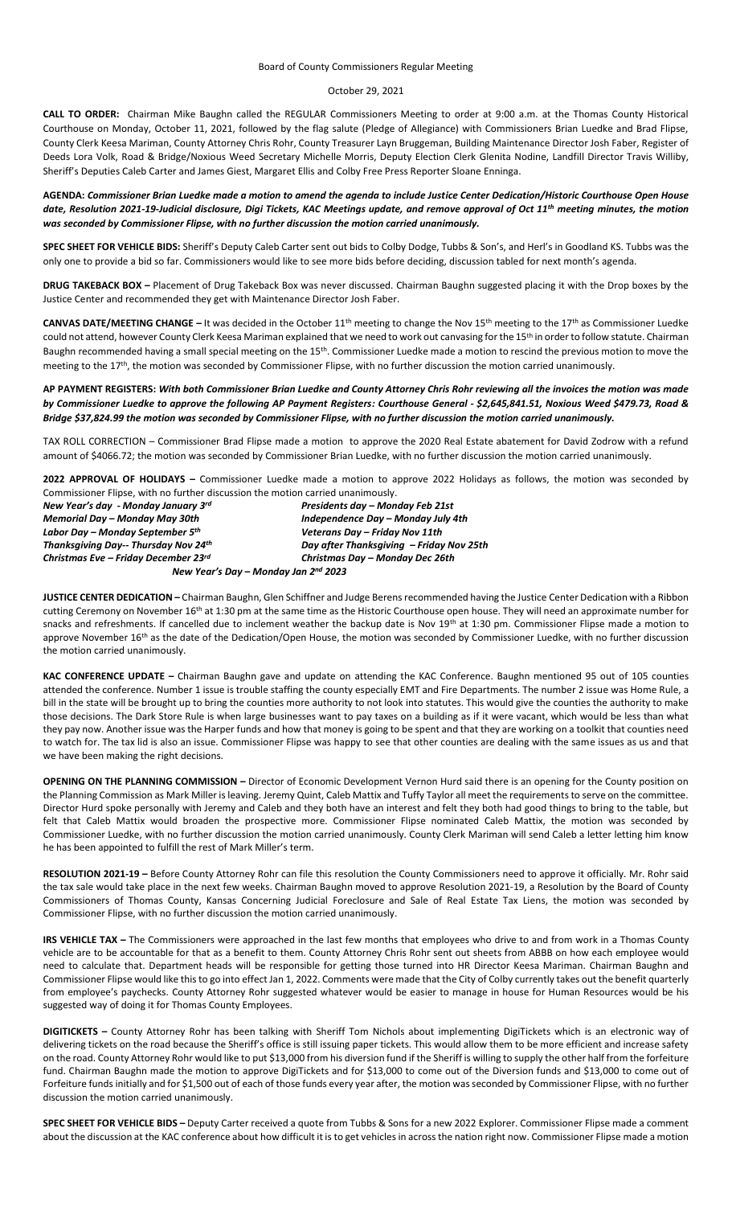Board of County Commissioners Regular Meeting

October 29, 2021

**CALL TO ORDER:** Chairman Mike Baughn called the REGULAR Commissioners Meeting to order at 9:00 a.m. at the Thomas County Historical Courthouse on Monday, October 11, 2021, followed by the flag salute (Pledge of Allegiance) with Commissioners Brian Luedke and Brad Flipse, County Clerk Keesa Mariman, County Attorney Chris Rohr, County Treasurer Layn Bruggeman, Building Maintenance Director Josh Faber, Register of Deeds Lora Volk, Road & Bridge/Noxious Weed Secretary Michelle Morris, Deputy Election Clerk Glenita Nodine, Landfill Director Travis Williby, Sheriff's Deputies Caleb Carter and James Giest, Margaret Ellis and Colby Free Press Reporter Sloane Enninga.

**AGENDA:** ***Commissioner Brian Luedke made a motion to amend the agenda to include Justice Center Dedication/Historic Courthouse Open House date, Resolution 2021-19-Judicial disclosure, Digi Tickets, KAC Meetings update, and remove approval of Oct 11th meeting minutes, the motion was seconded by Commissioner Flipse, with no further discussion the motion carried unanimously.***

**SPEC SHEET FOR VEHICLE BIDS:** Sheriff's Deputy Caleb Carter sent out bids to Colby Dodge, Tubbs & Son's, and Herl's in Goodland KS. Tubbs was the only one to provide a bid so far. Commissioners would like to see more bids before deciding, discussion tabled for next month's agenda.

**DRUG TAKEBACK BOX –** Placement of Drug Takeback Box was never discussed. Chairman Baughn suggested placing it with the Drop boxes by the Justice Center and recommended they get with Maintenance Director Josh Faber.

**CANVAS DATE/MEETING CHANGE –** It was decided in the October 11th meeting to change the Nov 15th meeting to the 17th as Commissioner Luedke could not attend, however County Clerk Keesa Mariman explained that we need to work out canvasing for the 15th in order to follow statute. Chairman Baughn recommended having a small special meeting on the 15th. Commissioner Luedke made a motion to rescind the previous motion to move the meeting to the 17th, the motion was seconded by Commissioner Flipse, with no further discussion the motion carried unanimously.

**AP PAYMENT REGISTERS:** ***With both Commissioner Brian Luedke and County Attorney Chris Rohr reviewing all the invoices the motion was made by Commissioner Luedke to approve the following AP Payment Registers: Courthouse General - $2,645,841.51, Noxious Weed $479.73, Road & Bridge $37,824.99 the motion was seconded by Commissioner Flipse, with no further discussion the motion carried unanimously.***

TAX ROLL CORRECTION – Commissioner Brad Flipse made a motion to approve the 2020 Real Estate abatement for David Zodrow with a refund amount of $4066.72; the motion was seconded by Commissioner Brian Luedke, with no further discussion the motion carried unanimously.

**2022 APPROVAL OF HOLIDAYS –** Commissioner Luedke made a motion to approve 2022 Holidays as follows, the motion was seconded by Commissioner Flipse, with no further discussion the motion carried unanimously.

| | |
|---|---|
| ***New Year's day - Monday January 3rd*** | ***Presidents day – Monday Feb 21st*** |
| ***Memorial Day – Monday May 30th*** | ***Independence Day – Monday July 4th*** |
| ***Labor Day – Monday September 5th*** | ***Veterans Day – Friday Nov 11th*** |
| ***Thanksgiving Day-- Thursday Nov 24th*** | ***Day after Thanksgiving – Friday Nov 25th*** |
| ***Christmas Eve – Friday December 23rd*** | ***Christmas Day – Monday Dec 26th*** |

***New Year's Day – Monday Jan 2nd 2023***

**JUSTICE CENTER DEDICATION –** Chairman Baughn, Glen Schiffner and Judge Berens recommended having the Justice Center Dedication with a Ribbon cutting Ceremony on November 16th at 1:30 pm at the same time as the Historic Courthouse open house. They will need an approximate number for snacks and refreshments. If cancelled due to inclement weather the backup date is Nov 19th at 1:30 pm. Commissioner Flipse made a motion to approve November 16th as the date of the Dedication/Open House, the motion was seconded by Commissioner Luedke, with no further discussion the motion carried unanimously.

**KAC CONFERENCE UPDATE –** Chairman Baughn gave and update on attending the KAC Conference. Baughn mentioned 95 out of 105 counties attended the conference. Number 1 issue is trouble staffing the county especially EMT and Fire Departments. The number 2 issue was Home Rule, a bill in the state will be brought up to bring the counties more authority to not look into statutes. This would give the counties the authority to make those decisions. The Dark Store Rule is when large businesses want to pay taxes on a building as if it were vacant, which would be less than what they pay now. Another issue was the Harper funds and how that money is going to be spent and that they are working on a toolkit that counties need to watch for. The tax lid is also an issue. Commissioner Flipse was happy to see that other counties are dealing with the same issues as us and that we have been making the right decisions.

**OPENING ON THE PLANNING COMMISSION –** Director of Economic Development Vernon Hurd said there is an opening for the County position on the Planning Commission as Mark Miller is leaving. Jeremy Quint, Caleb Mattix and Tuffy Taylor all meet the requirements to serve on the committee. Director Hurd spoke personally with Jeremy and Caleb and they both have an interest and felt they both had good things to bring to the table, but felt that Caleb Mattix would broaden the prospective more. Commissioner Flipse nominated Caleb Mattix, the motion was seconded by Commissioner Luedke, with no further discussion the motion carried unanimously. County Clerk Mariman will send Caleb a letter letting him know he has been appointed to fulfill the rest of Mark Miller's term.

**RESOLUTION 2021-19 –** Before County Attorney Rohr can file this resolution the County Commissioners need to approve it officially. Mr. Rohr said the tax sale would take place in the next few weeks. Chairman Baughn moved to approve Resolution 2021-19, a Resolution by the Board of County Commissioners of Thomas County, Kansas Concerning Judicial Foreclosure and Sale of Real Estate Tax Liens, the motion was seconded by Commissioner Flipse, with no further discussion the motion carried unanimously.

**IRS VEHICLE TAX –** The Commissioners were approached in the last few months that employees who drive to and from work in a Thomas County vehicle are to be accountable for that as a benefit to them. County Attorney Chris Rohr sent out sheets from ABBB on how each employee would need to calculate that. Department heads will be responsible for getting those turned into HR Director Keesa Mariman. Chairman Baughn and Commissioner Flipse would like this to go into effect Jan 1, 2022. Comments were made that the City of Colby currently takes out the benefit quarterly from employee's paychecks. County Attorney Rohr suggested whatever would be easier to manage in house for Human Resources would be his suggested way of doing it for Thomas County Employees.

**DIGITICKETS –** County Attorney Rohr has been talking with Sheriff Tom Nichols about implementing DigiTickets which is an electronic way of delivering tickets on the road because the Sheriff's office is still issuing paper tickets. This would allow them to be more efficient and increase safety on the road. County Attorney Rohr would like to put $13,000 from his diversion fund if the Sheriff is willing to supply the other half from the forfeiture fund. Chairman Baughn made the motion to approve DigiTickets and for $13,000 to come out of the Diversion funds and $13,000 to come out of Forfeiture funds initially and for $1,500 out of each of those funds every year after, the motion was seconded by Commissioner Flipse, with no further discussion the motion carried unanimously.

**SPEC SHEET FOR VEHICLE BIDS –** Deputy Carter received a quote from Tubbs & Sons for a new 2022 Explorer. Commissioner Flipse made a comment about the discussion at the KAC conference about how difficult it is to get vehicles in across the nation right now. Commissioner Flipse made a motion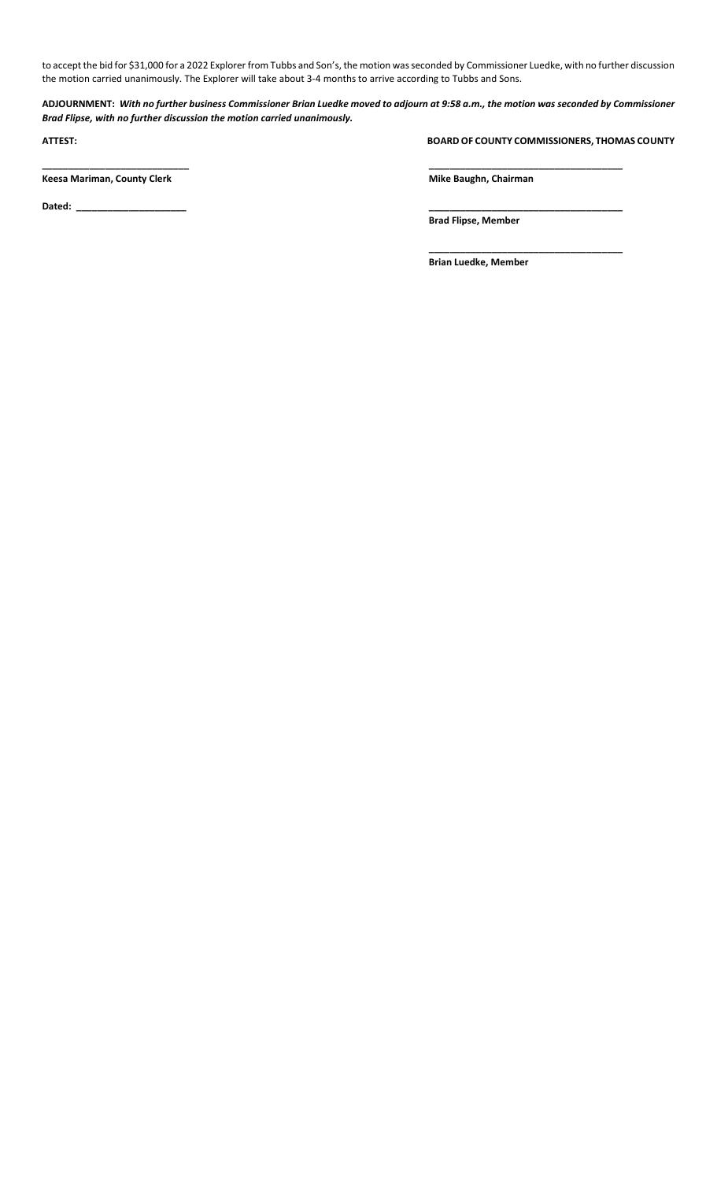to accept the bid for $31,000 for a 2022 Explorer from Tubbs and Son's, the motion was seconded by Commissioner Luedke, with no further discussion the motion carried unanimously. The Explorer will take about 3-4 months to arrive according to Tubbs and Sons.

**ADJOURNMENT:** ***With no further business Commissioner Brian Luedke moved to adjourn at 9:58 a.m., the motion was seconded by Commissioner Brad Flipse, with no further discussion the motion carried unanimously.***

**ATTEST:** **BOARD OF COUNTY COMMISSIONERS, THOMAS COUNTY**

___________________________ ___________________________________

**Keesa Mariman, County Clerk** **Mike Baughn, Chairman**

**Dated:** ____________________ ___________________________________

**Brad Flipse, Member**

___________________________________

**Brian Luedke, Member**